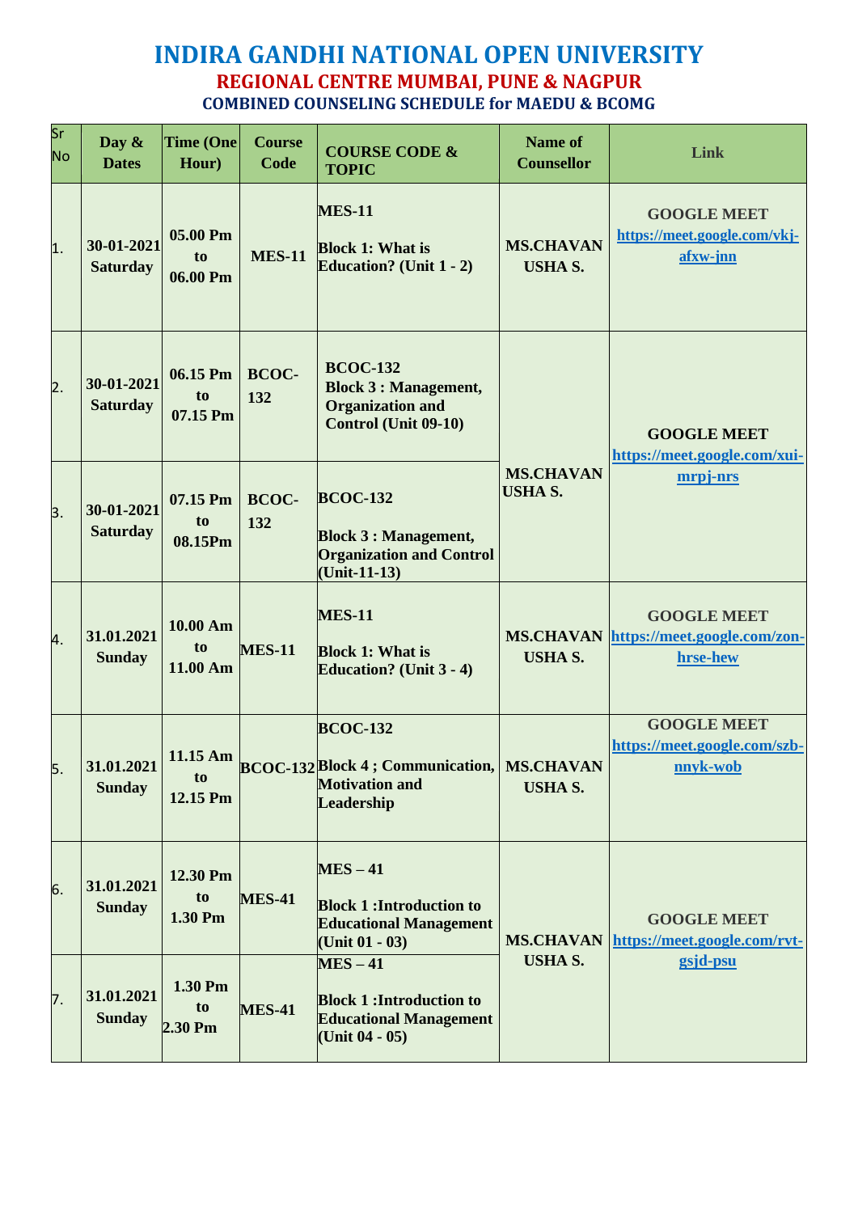# INDIRA GANDHI NATIONAL OPEN UNIVERSITY

## REGIONAL CENTRE MUMBAI, PUNE & NAGPUR

### COMBINED COUNSELING SCHEDULE for MAEDU & BCOMG

| Sr No | Day & Dates | Time (One Hour) | Course Code | COURSE CODE & TOPIC | Name of Counsellor | Link |
|---|---|---|---|---|---|---|
| 1. | 30-01-2021 Saturday | 05.00 Pm to 06.00 Pm | MES-11 | MES-11<br>Block 1: What is Education? (Unit 1 - 2) | MS.CHAVAN USHA S. | GOOGLE MEET https://meet.google.com/vkj-afxw-jnn |
| 2. | 30-01-2021 Saturday | 06.15 Pm to 07.15 Pm | BCOC-132 | BCOC-132<br>Block 3 : Management, Organization and Control (Unit 09-10) | MS.CHAVAN USHA S. | GOOGLE MEET https://meet.google.com/xui-mrpj-nrs |
| 3. | 30-01-2021 Saturday | 07.15 Pm to 08.15Pm | BCOC-132 | BCOC-132<br>Block 3 : Management, Organization and Control (Unit-11-13) | | |
| 4. | 31.01.2021 Sunday | 10.00 Am to 11.00 Am | MES-11 | MES-11<br>Block 1: What is Education? (Unit 3 - 4) | MS.CHAVAN USHA S. | GOOGLE MEET https://meet.google.com/zon-hrse-hew |
| 5. | 31.01.2021 Sunday | 11.15 Am to 12.15 Pm | BCOC-132 | BCOC-132<br>Block 4 ; Communication, Motivation and Leadership | MS.CHAVAN USHA S. | GOOGLE MEET https://meet.google.com/szb-nnyk-wob |
| 6. | 31.01.2021 Sunday | 12.30 Pm to 1.30 Pm | MES-41 | MES – 41<br>Block 1 :Introduction to Educational Management (Unit 01 - 03) | MS.CHAVAN USHA S. | GOOGLE MEET https://meet.google.com/rvt-gsjd-psu |
| 7. | 31.01.2021 Sunday | 1.30 Pm to 2.30 Pm | MES-41 | MES – 41<br>Block 1 :Introduction to Educational Management (Unit 04 - 05) | | |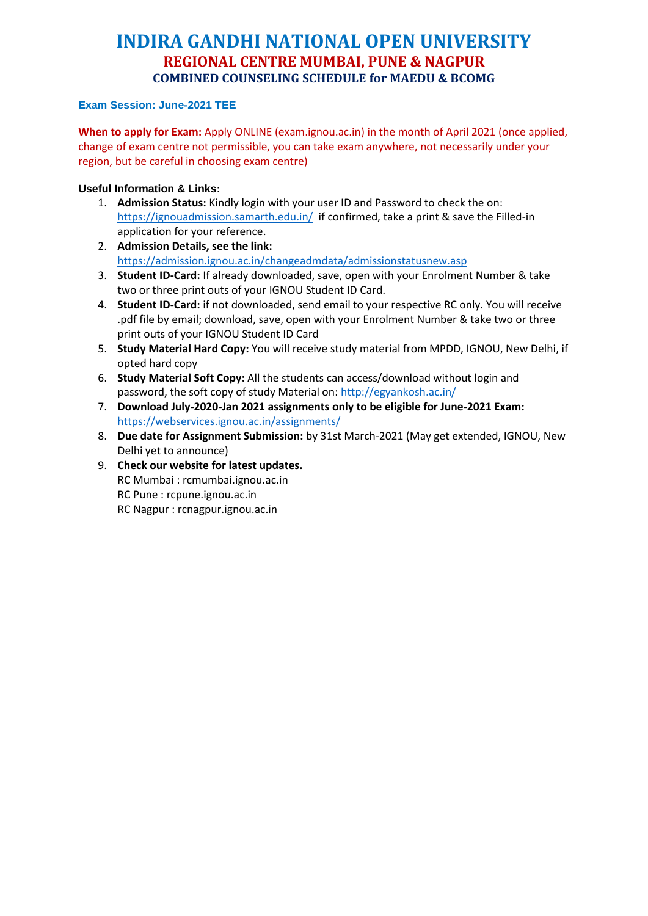# INDIRA GANDHI NATIONAL OPEN UNIVERSITY

## REGIONAL CENTRE MUMBAI, PUNE & NAGPUR

### COMBINED COUNSELING SCHEDULE for MAEDU & BCOMG

**Exam Session: June-2021 TEE**

**When to apply for Exam:** Apply ONLINE (exam.ignou.ac.in) in the month of April 2021 (once applied, change of exam centre not permissible, you can take exam anywhere, not necessarily under your region, but be careful in choosing exam centre)

**Useful Information & Links:**

1. **Admission Status:** Kindly login with your user ID and Password to check the on: https://ignouadmission.samarth.edu.in/ if confirmed, take a print & save the Filled-in application for your reference.
2. **Admission Details, see the link:** https://admission.ignou.ac.in/changeadmdata/admissionstatusnew.asp
3. **Student ID-Card:** If already downloaded, save, open with your Enrolment Number & take two or three print outs of your IGNOU Student ID Card.
4. **Student ID-Card:** if not downloaded, send email to your respective RC only. You will receive .pdf file by email; download, save, open with your Enrolment Number & take two or three print outs of your IGNOU Student ID Card
5. **Study Material Hard Copy:** You will receive study material from MPDD, IGNOU, New Delhi, if opted hard copy
6. **Study Material Soft Copy:** All the students can access/download without login and password, the soft copy of study Material on: http://egyankosh.ac.in/
7. **Download July-2020-Jan 2021 assignments only to be eligible for June-2021 Exam:** https://webservices.ignou.ac.in/assignments/
8. **Due date for Assignment Submission:** by 31st March-2021 (May get extended, IGNOU, New Delhi yet to announce)
9. **Check our website for latest updates.**
   RC Mumbai : rcmumbai.ignou.ac.in
   RC Pune : rcpune.ignou.ac.in
   RC Nagpur : rcnagpur.ignou.ac.in